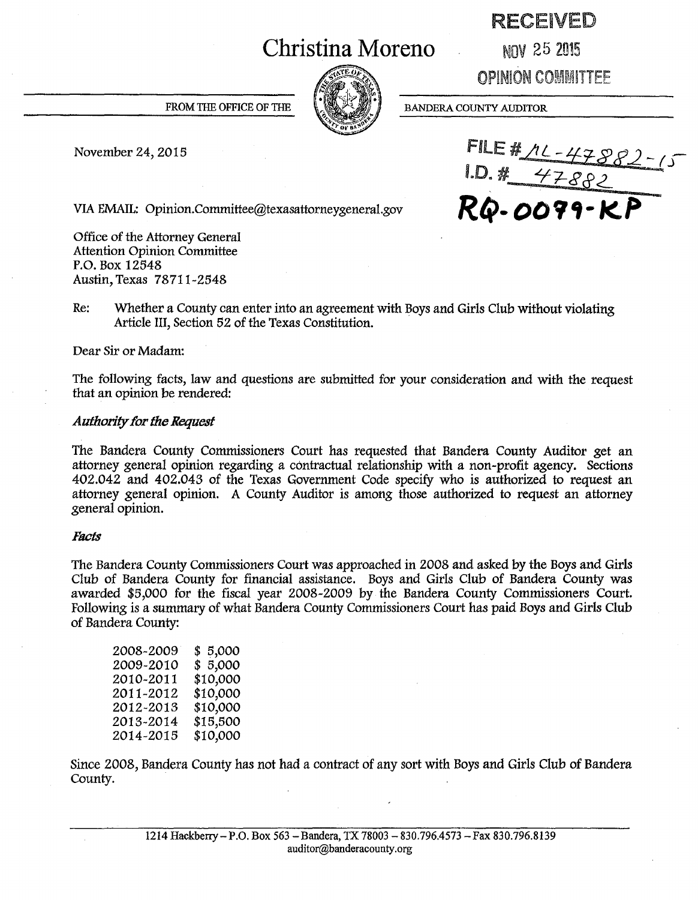**RECEIVED**

**NOV 25 2015**

**OPINION COMMITTEE**

# Christina Moreno

FROM THE OFFICE OF THE BANDERA COUNTY AUDITOR

November 24, 2015

FILE # ML-47882-15
I.D. # 47882
**RQ-0079-KP**

VIA EMAIL: Opinion.Committee@texasattorneygeneral.gov

Office of the Attorney General
Attention Opinion Committee
P.O. Box 12548
Austin, Texas 78711-2548

Re: Whether a County can enter into an agreement with Boys and Girls Club without violating Article III, Section 52 of the Texas Constitution.

Dear Sir or Madam:

The following facts, law and questions are submitted for your consideration and with the request that an opinion be rendered:

### *Authority for the Request*

The Bandera County Commissioners Court has requested that Bandera County Auditor get an attorney general opinion regarding a contractual relationship with a non-profit agency. Sections 402.042 and 402.043 of the Texas Government Code specify who is authorized to request an attorney general opinion. A County Auditor is among those authorized to request an attorney general opinion.

### *Facts*

The Bandera County Commissioners Court was approached in 2008 and asked by the Boys and Girls Club of Bandera County for financial assistance. Boys and Girls Club of Bandera County was awarded $5,000 for the fiscal year 2008-2009 by the Bandera County Commissioners Court. Following is a summary of what Bandera County Commissioners Court has paid Boys and Girls Club of Bandera County:

| | |
|---|---|
| 2008-2009 | $ 5,000 |
| 2009-2010 | $ 5,000 |
| 2010-2011 | $10,000 |
| 2011-2012 | $10,000 |
| 2012-2013 | $10,000 |
| 2013-2014 | $15,500 |
| 2014-2015 | $10,000 |

Since 2008, Bandera County has not had a contract of any sort with Boys and Girls Club of Bandera County.

1214 Hackberry – P.O. Box 563 – Bandera, TX 78003 – 830.796.4573 – Fax 830.796.8139
auditor@banderacounty.org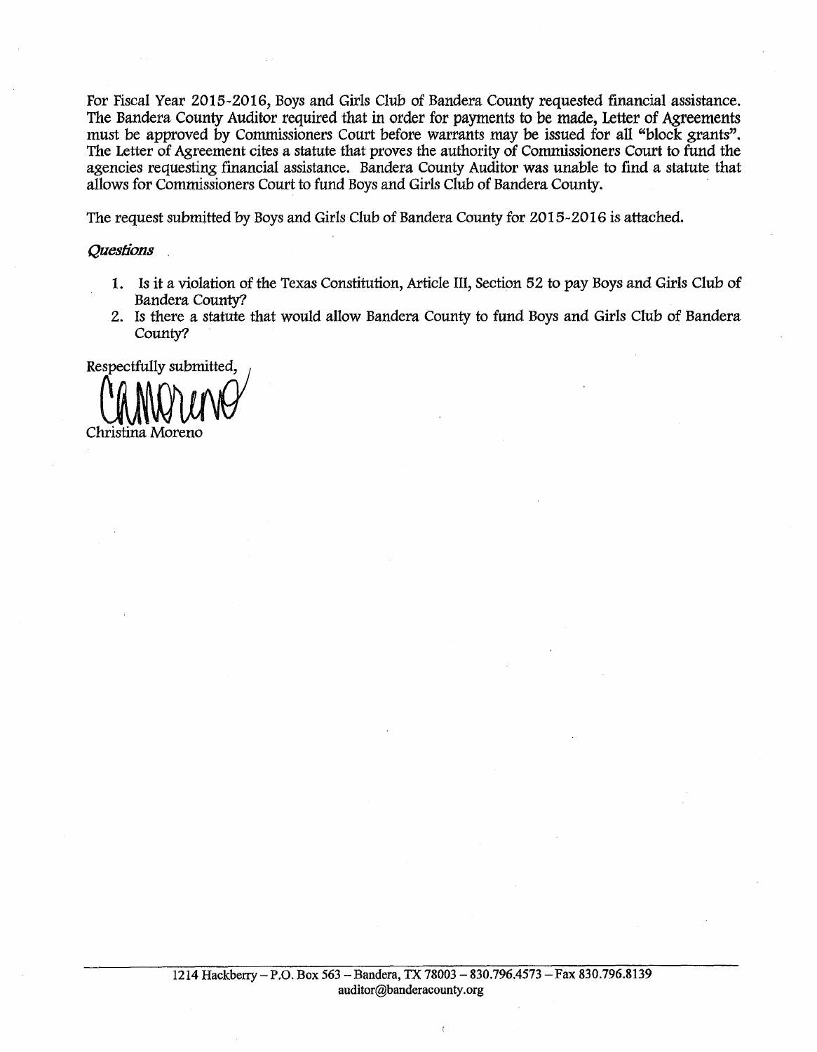For Fiscal Year 2015-2016, Boys and Girls Club of Bandera County requested financial assistance. The Bandera County Auditor required that in order for payments to be made, Letter of Agreements must be approved by Commissioners Court before warrants may be issued for all "block grants". The Letter of Agreement cites a statute that proves the authority of Commissioners Court to fund the agencies requesting financial assistance. Bandera County Auditor was unable to find a statute that allows for Commissioners Court to fund Boys and Girls Club of Bandera County.

The request submitted by Boys and Girls Club of Bandera County for 2015-2016 is attached.

*Questions*

1. Is it a violation of the Texas Constitution, Article III, Section 52 to pay Boys and Girls Club of Bandera County?
2. Is there a statute that would allow Bandera County to fund Boys and Girls Club of Bandera County?

Respectfully submitted,

CAMoreno

Christina Moreno

1214 Hackberry – P.O. Box 563 – Bandera, TX 78003 – 830.796.4573 – Fax 830.796.8139
auditor@banderacounty.org